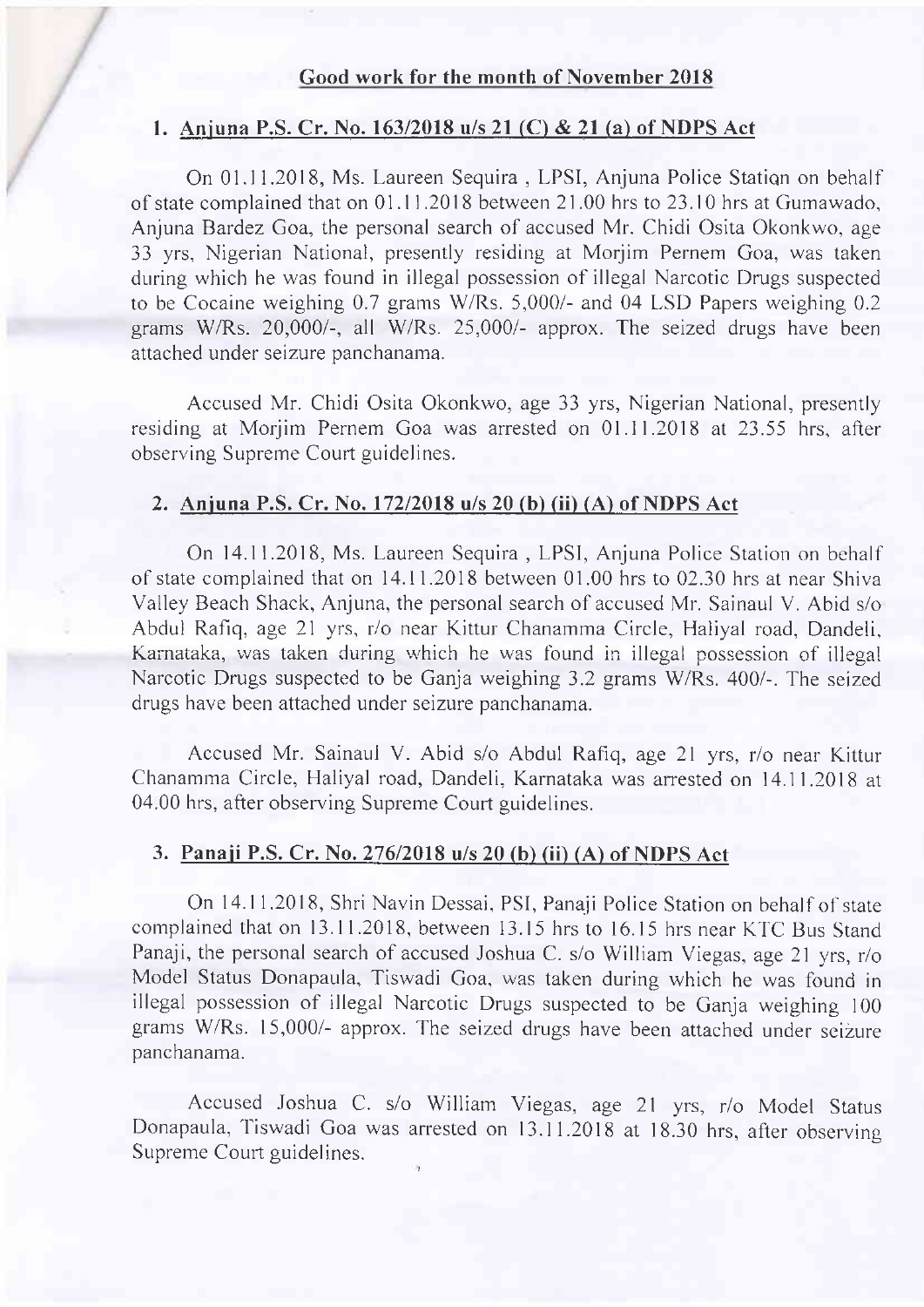## Good work for the month of November 2018

### 1. Anjuna P.S. Cr. No. 163/2018 u/s 21 (C) & 21 (a) of NDPS Act

On 01.11.2018, Ms. Laureen Sequira , LPSI, Anjuna Police Station on behalf of state complained that on 01.11.2018 between 21.00 hrs to 23.10 hrs at Gumawado, Anjuna Bardez Goa, the personal search of accused Mr. Chidi Osita Okonkwo, age 33 yrs, Nigerian National, presently residing at Morjim Pernem Goa, was taken during which he was found in illegal possession of illegal Narcotic Drugs suspected to be Cocaine weighing 0.7 grams W/Rs. 5,000/- and 04 LSD Papers weighing 0.2 grams W/Rs. 20,000/-, all W/Rs. 25,000/- approx. The seized drugs have been attached under seizure panchanama.

Accused Mr. Chidi Osita Okonkwo, age 33 yrs, Nigerian National, presently residing at Morjim Pernem Goa was arrested on 01.11.2018 at 23.55 hrs, after observing Supreme Court guidelines.

### 2. Anjuna P.S. Cr. No. 172/2018 u/s 20 (b) (ii) (A) of NDPS Act

On 14.11.2018, Ms. Laureen Sequira , LPSI, Anjuna Police Station on behalf of state complained that on 14.11.2018 between 01.00 hrs to 02.30 hrs at near Shiva Valley Beach Shack, Anjuna, the personal search of accused Mr. Sainaul V. Abid s/o Abdul Rafiq, age 21 yrs, r/o near Kittur Chanamma Circle, Haliyal road, Dandeli, Karnataka, was taken during which he was found in illegal possession of illegal Narcotic Drugs suspected to be Ganja weighing 3.2 grams W/Rs. 400/-. The seized drugs have been attached under seizure panchanama.

Accused Mr. Sainaul V. Abid s/o Abdul Rafiq, age 21 yrs, r/o near Kittur Chanamma Circle, Haliyal road, Dandeli, Karnataka was arrested on 14.11.2018 at 04.00 hrs, after observing Supreme Court guidelines.

### 3. Panaji P.S. Cr. No. 276/2018 u/s 20 (b) (ii) (A) of NDPS Act

On 14.11.2018, Shri Navin Dessai, PSI, Panaji Police Station on behalf of state complained that on 13.11.2018, between 13.15 hrs to 16.15 hrs near KTC Bus Stand Panaji, the personal search of accused Joshua C. s/o William Viegas, age 21 yrs, r/o Model Status Donapaula, Tiswadi Goa, was taken during which he was found in illegal possession of illegal Narcotic Drugs suspected to be Ganja weighing 100 grams W/Rs. 15,000/- approx. The seized drugs have been attached under seizure panchanama.

Accused Joshua C. s/o William Viegas, age 21 yrs, r/o Model Status Donapaula, Tiswadi Goa was arrested on 13.11.2018 at 18.30 hrs, after observing Supreme Court guidelines.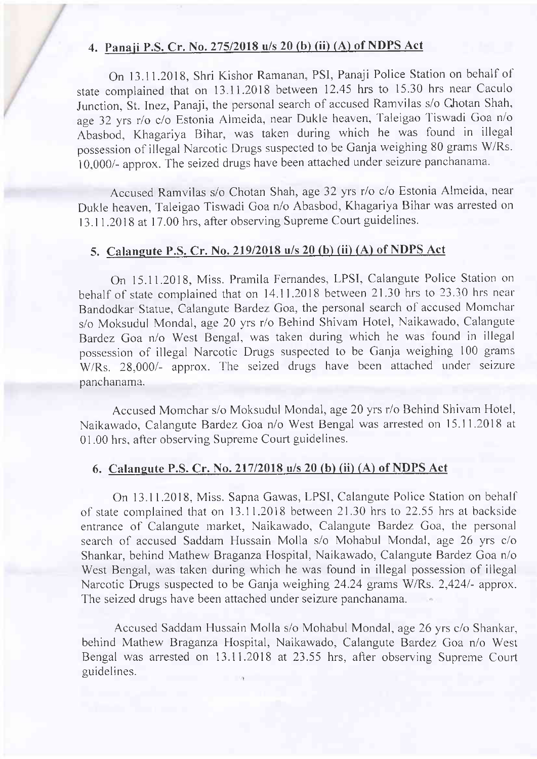## 4. Panaji P.S. Cr. No. 275/2018 u/s 20 (b) (ii) (A) of NDPS Act

On 13.11.2018, Shri Kishor Ramanan, PSI, Panaji Police Station on behalf of state complained that on 13.11.2018 between 12.45 hrs to 15.30 hrs near Caculo Junction, St. Inez, Panaji, the personal search of accused Ramvilas s/o Chotan Shah, age 32 yrs r/o c/o Estonia Almeida, near Dukle heaven, Taleigao Tiswadi Goa n/o Abasbod, Khagariya Bihar, was taken during which he was found in illegal possession of illegal Narcotic Drugs suspected to be Ganja weighing 80 grams W/Rs. 10,000/- approx. The seized drugs have been attached under seizure panchanama.

Accused Ramvilas s/o Chotan Shah, age 32 yrs r/o c/o Estonia Almeida, near Dukle heaven, Taleigao Tiswadi Goa n/o Abasbod, Khagariya Bihar was arrested on 13.11.2018 at 17.00 hrs, after observing Supreme Court guidelines.

## 5. Calangute P.S. Cr. No. 219/2018 u/s 20 (b) (ii) (A) of NDPS Act

On 15.11.2018, Miss. Pramila Fernandes, LPSI, Calangute Police Station on behalf of state complained that on 14.11.2018 between 21.30 hrs to 23.30 hrs near Bandodkar Statue, Calangute Bardez Goa, the personal search of accused Momchar s/o Moksudul Mondal, age 20 yrs r/o Behind Shivam Hotel, Naikawado, Calangute Bardez Goa n/o West Bengal, was taken during which he was found in illegal possession of illegal Narcotic Drugs suspected to be Ganja weighing 100 grams W/Rs. 28,000/- approx. The seized drugs have been attached under seizure panchanama.

Accused Momchar s/o Moksudul Mondal, age 20 yrs r/o Behind Shivam Hotel, Naikawado, Calangute Bardez Goa n/o West Bengal was arrested on 15.11.2018 at 01.00 hrs, after observing Supreme Court guidelines.

## 6. Calangute P.S. Cr. No. 217/2018 u/s 20 (b) (ii) (A) of NDPS Act

On 13.11.2018, Miss. Sapna Gawas, LPSI, Calangute Police Station on behalf of state complained that on 13.11.2018 between 21.30 hrs to 22.55 hrs at backside entrance of Calangute market, Naikawado, Calangute Bardez Goa, the personal search of accused Saddam Hussain Molla s/o Mohabul Mondal, age 26 yrs c/o Shankar, behind Mathew Braganza Hospital, Naikawado, Calangute Bardez Goa n/o West Bengal, was taken during which he was found in illegal possession of illegal Narcotic Drugs suspected to be Ganja weighing 24.24 grams W/Rs. 2,424/- approx. The seized drugs have been attached under seizure panchanama.

Accused Saddam Hussain Molla s/o Mohabul Mondal, age 26 yrs c/o Shankar, behind Mathew Braganza Hospital, Naikawado, Calangute Bardez Goa n/o West Bengal was arrested on 13.11.2018 at 23.55 hrs, after observing Supreme Court guidelines.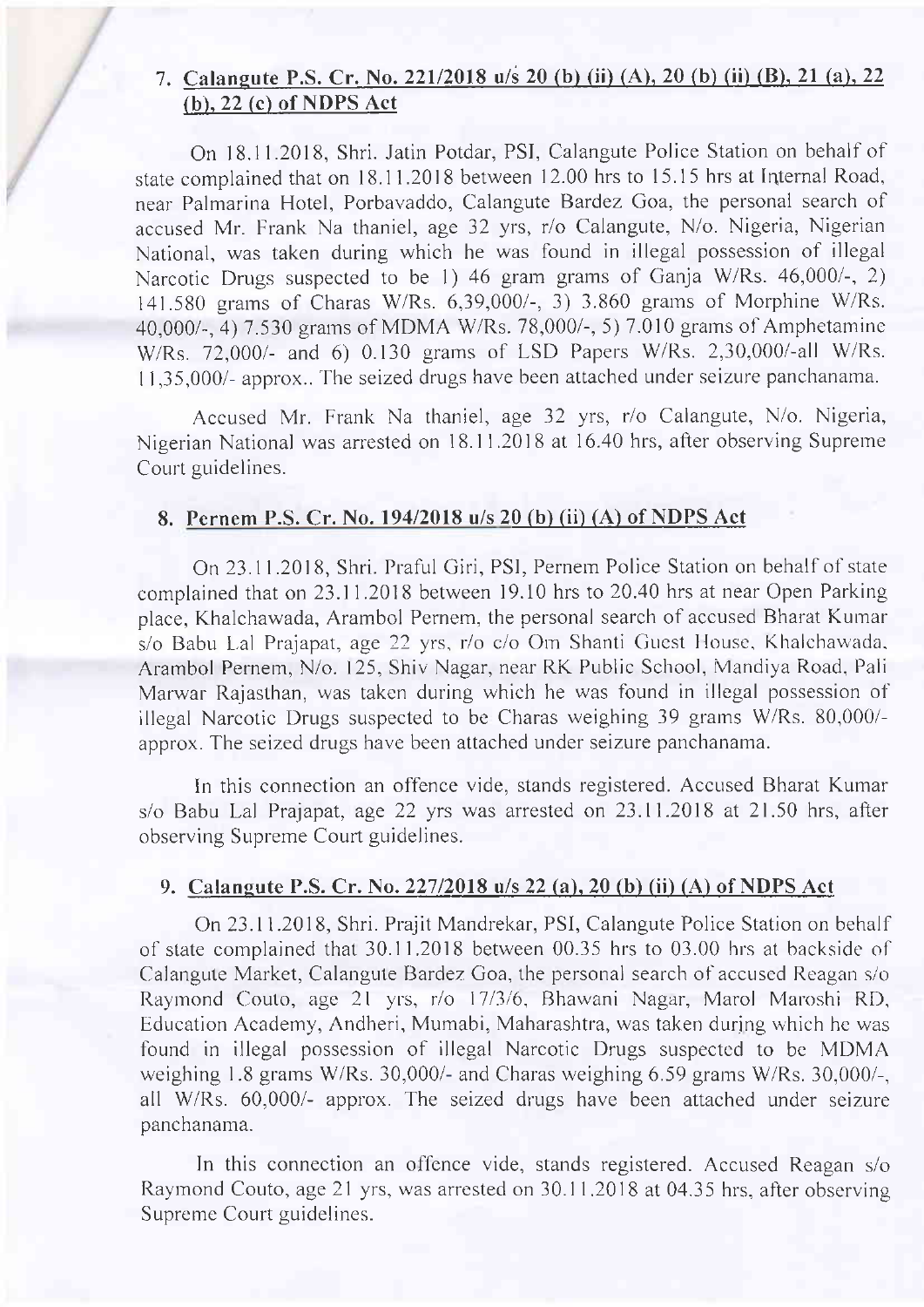## 7. Calangute P.S. Cr. No. 221/2018 u/s 20 (b) (ii) (A), 20 (b) (ii) (B), 21 (a), 22 (b), 22 (c) of NDPS Act

On 18.11.2018, Shri. Jatin Potdar, PSI, Calangute Police Station on behalf of state complained that on 18.11.2018 between 12.00 hrs to 15.15 hrs at Internal Road, near Palmarina Hotel, Porbavaddo, Calangute Bardez Goa, the personal search of accused Mr. Frank Na thaniel, age 32 yrs, r/o Calangute, N/o. Nigeria, Nigerian National, was taken during which he was found in illegal possession of illegal Narcotic Drugs suspected to be 1) 46 gram grams of Ganja W/Rs. 46,000/-, 2) 141.580 grams of Charas W/Rs. 6,39,000/-, 3) 3.860 grams of Morphine W/Rs. 40,000/-, 4) 7.530 grams of MDMA W/Rs. 78,000/-, 5) 7.010 grams of Amphetamine W/Rs. 72,000/- and 6) 0.130 grams of LSD Papers W/Rs. 2,30,000/-all W/Rs. 11,35,000/- approx.. The seized drugs have been attached under seizure panchanama.

Accused Mr. Frank Na thaniel, age 32 yrs, r/o Calangute, N/o. Nigeria, Nigerian National was arrested on 18.11.2018 at 16.40 hrs, after observing Supreme Court guidelines.

## 8. Pernem P.S. Cr. No. 194/2018 u/s 20 (b) (ii) (A) of NDPS Act

On 23.11.2018, Shri. Praful Giri, PSI, Pernem Police Station on behalf of state complained that on 23.11.2018 between 19.10 hrs to 20.40 hrs at near Open Parking place, Khalchawada, Arambol Pernem, the personal search of accused Bharat Kumar s/o Babu Lal Prajapat, age 22 yrs, r/o c/o Om Shanti Guest House, Khalchawada, Arambol Pernem, N/o. 125, Shiv Nagar, near RK Public School, Mandiya Road, Pali Marwar Rajasthan, was taken during which he was found in illegal possession of illegal Narcotic Drugs suspected to be Charas weighing 39 grams W/Rs. 80,000/- approx. The seized drugs have been attached under seizure panchanama.

In this connection an offence vide, stands registered. Accused Bharat Kumar s/o Babu Lal Prajapat, age 22 yrs was arrested on 23.11.2018 at 21.50 hrs, after observing Supreme Court guidelines.

## 9. Calangute P.S. Cr. No. 227/2018 u/s 22 (a), 20 (b) (ii) (A) of NDPS Act

On 23.11.2018, Shri. Prajit Mandrekar, PSI, Calangute Police Station on behalf of state complained that 30.11.2018 between 00.35 hrs to 03.00 hrs at backside of Calangute Market, Calangute Bardez Goa, the personal search of accused Reagan s/o Raymond Couto, age 21 yrs, r/o 17/3/6, Bhawani Nagar, Marol Maroshi RD, Education Academy, Andheri, Mumabi, Maharashtra, was taken during which he was found in illegal possession of illegal Narcotic Drugs suspected to be MDMA weighing 1.8 grams W/Rs. 30,000/- and Charas weighing 6.59 grams W/Rs. 30,000/-, all W/Rs. 60,000/- approx. The seized drugs have been attached under seizure panchanama.

In this connection an offence vide, stands registered. Accused Reagan s/o Raymond Couto, age 21 yrs, was arrested on 30.11.2018 at 04.35 hrs, after observing Supreme Court guidelines.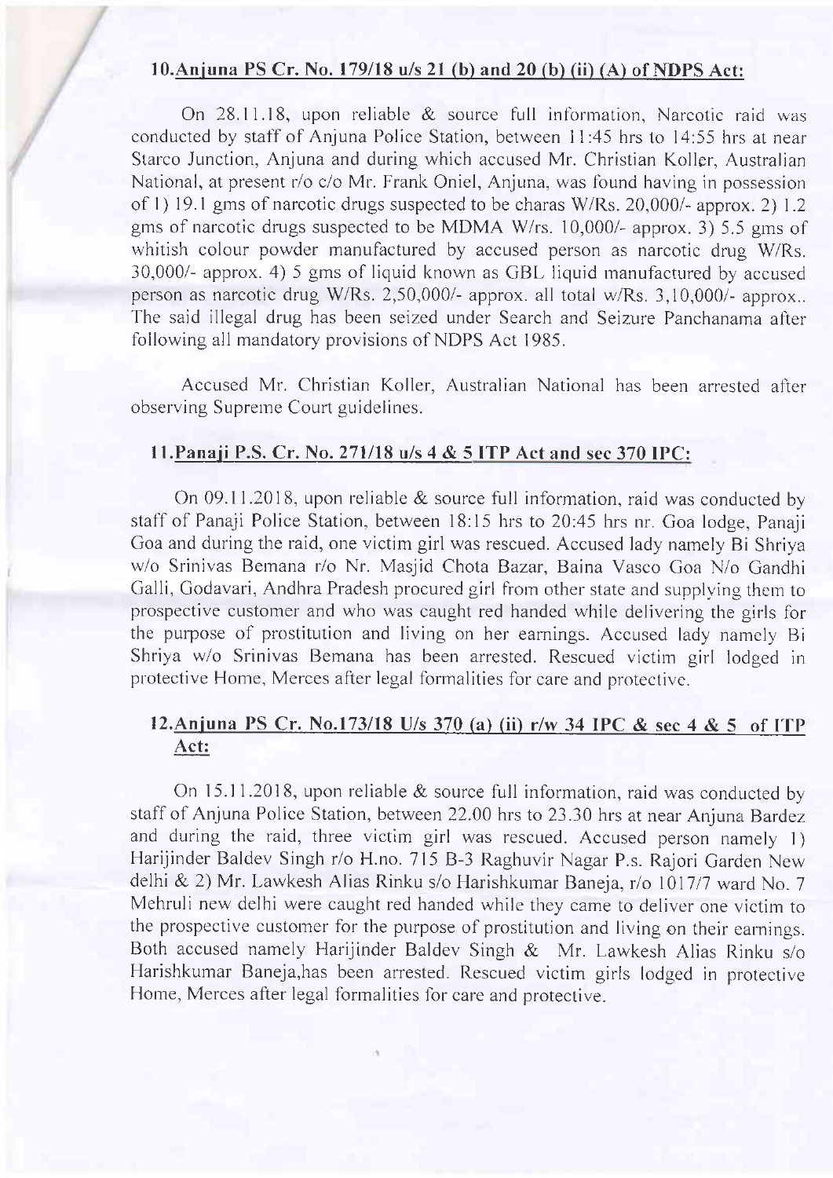**10. <u>Anjuna PS Cr. No. 179/18 u/s 21 (b) and 20 (b) (ii) (A) of NDPS Act:</u>**

On 28.11.18, upon reliable & source full information, Narcotic raid was conducted by staff of Anjuna Police Station, between 11:45 hrs to 14:55 hrs at near Starco Junction, Anjuna and during which accused Mr. Christian Koller, Australian National, at present r/o c/o Mr. Frank Oniel, Anjuna, was found having in possession of 1) 19.1 gms of narcotic drugs suspected to be charas W/Rs. 20,000/- approx. 2) 1.2 gms of narcotic drugs suspected to be MDMA W/rs. 10,000/- approx. 3) 5.5 gms of whitish colour powder manufactured by accused person as narcotic drug W/Rs. 30,000/- approx. 4) 5 gms of liquid known as GBL liquid manufactured by accused person as narcotic drug W/Rs. 2,50,000/- approx. all total w/Rs. 3,10,000/- approx.. The said illegal drug has been seized under Search and Seizure Panchanama after following all mandatory provisions of NDPS Act 1985.

Accused Mr. Christian Koller, Australian National has been arrested after observing Supreme Court guidelines.

**11. <u>Panaji P.S. Cr. No. 271/18 u/s 4 & 5 ITP Act and sec 370 IPC:</u>**

On 09.11.2018, upon reliable & source full information, raid was conducted by staff of Panaji Police Station, between 18:15 hrs to 20:45 hrs nr. Goa lodge, Panaji Goa and during the raid, one victim girl was rescued. Accused lady namely Bi Shriya w/o Srinivas Bemana r/o Nr. Masjid Chota Bazar, Baina Vasco Goa N/o Gandhi Galli, Godavari, Andhra Pradesh procured girl from other state and supplying them to prospective customer and who was caught red handed while delivering the girls for the purpose of prostitution and living on her earnings. Accused lady namely Bi Shriya w/o Srinivas Bemana has been arrested. Rescued victim girl lodged in protective Home, Merces after legal formalities for care and protective.

**12. <u>Anjuna PS Cr. No.173/18 U/s 370 (a) (ii) r/w 34 IPC & sec 4 & 5 of ITP Act:</u>**

On 15.11.2018, upon reliable & source full information, raid was conducted by staff of Anjuna Police Station, between 22.00 hrs to 23.30 hrs at near Anjuna Bardez and during the raid, three victim girl was rescued. Accused person namely 1) Harijinder Baldev Singh r/o H.no. 715 B-3 Raghuvir Nagar P.s. Rajori Garden New delhi & 2) Mr. Lawkesh Alias Rinku s/o Harishkumar Baneja, r/o 1017/7 ward No. 7 Mehruli new delhi were caught red handed while they came to deliver one victim to the prospective customer for the purpose of prostitution and living on their earnings. Both accused namely Harijinder Baldev Singh & Mr. Lawkesh Alias Rinku s/o Harishkumar Baneja,has been arrested. Rescued victim girls lodged in protective Home, Merces after legal formalities for care and protective.